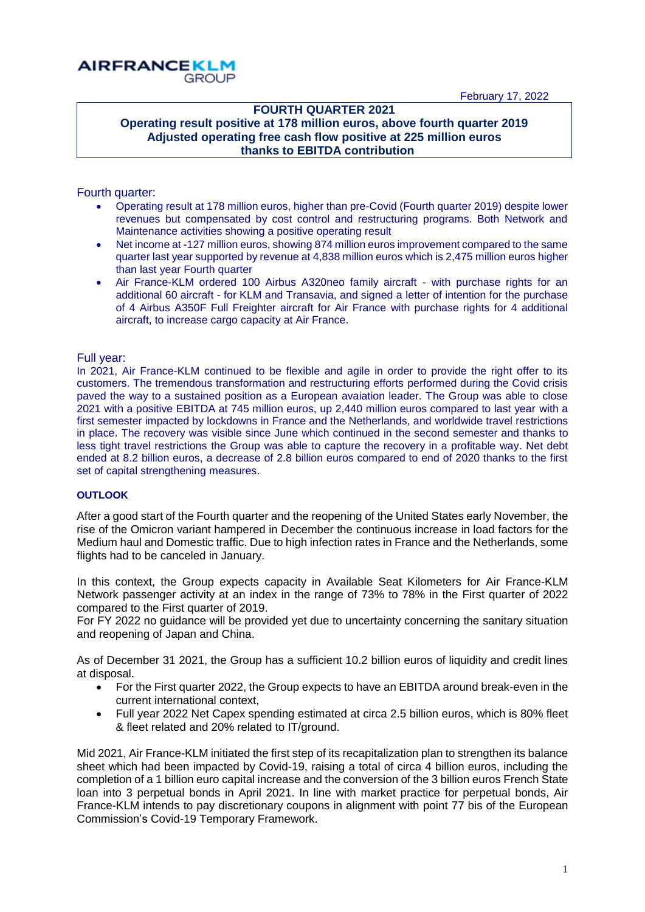AIRFRANCEKLM GROUP

February 17, 2022

**FOURTH QUARTER 2021**
**Operating result positive at 178 million euros, above fourth quarter 2019**
**Adjusted operating free cash flow positive at 225 million euros**
**thanks to EBITDA contribution**

## Fourth quarter:

- Operating result at 178 million euros, higher than pre-Covid (Fourth quarter 2019) despite lower revenues but compensated by cost control and restructuring programs. Both Network and Maintenance activities showing a positive operating result
- Net income at -127 million euros, showing 874 million euros improvement compared to the same quarter last year supported by revenue at 4,838 million euros which is 2,475 million euros higher than last year Fourth quarter
- Air France-KLM ordered 100 Airbus A320neo family aircraft - with purchase rights for an additional 60 aircraft - for KLM and Transavia, and signed a letter of intention for the purchase of 4 Airbus A350F Full Freighter aircraft for Air France with purchase rights for 4 additional aircraft, to increase cargo capacity at Air France.

## Full year:

In 2021, Air France-KLM continued to be flexible and agile in order to provide the right offer to its customers. The tremendous transformation and restructuring efforts performed during the Covid crisis paved the way to a sustained position as a European avaiation leader. The Group was able to close 2021 with a positive EBITDA at 745 million euros, up 2,440 million euros compared to last year with a first semester impacted by lockdowns in France and the Netherlands, and worldwide travel restrictions in place. The recovery was visible since June which continued in the second semester and thanks to less tight travel restrictions the Group was able to capture the recovery in a profitable way. Net debt ended at 8.2 billion euros, a decrease of 2.8 billion euros compared to end of 2020 thanks to the first set of capital strengthening measures.

### OUTLOOK

After a good start of the Fourth quarter and the reopening of the United States early November, the rise of the Omicron variant hampered in December the continuous increase in load factors for the Medium haul and Domestic traffic. Due to high infection rates in France and the Netherlands, some flights had to be canceled in January.

In this context, the Group expects capacity in Available Seat Kilometers for Air France-KLM Network passenger activity at an index in the range of 73% to 78% in the First quarter of 2022 compared to the First quarter of 2019.
For FY 2022 no guidance will be provided yet due to uncertainty concerning the sanitary situation and reopening of Japan and China.

As of December 31 2021, the Group has a sufficient 10.2 billion euros of liquidity and credit lines at disposal.

- For the First quarter 2022, the Group expects to have an EBITDA around break-even in the current international context,
- Full year 2022 Net Capex spending estimated at circa 2.5 billion euros, which is 80% fleet & fleet related and 20% related to IT/ground.

Mid 2021, Air France-KLM initiated the first step of its recapitalization plan to strengthen its balance sheet which had been impacted by Covid-19, raising a total of circa 4 billion euros, including the completion of a 1 billion euro capital increase and the conversion of the 3 billion euros French State loan into 3 perpetual bonds in April 2021. In line with market practice for perpetual bonds, Air France-KLM intends to pay discretionary coupons in alignment with point 77 bis of the European Commission's Covid-19 Temporary Framework.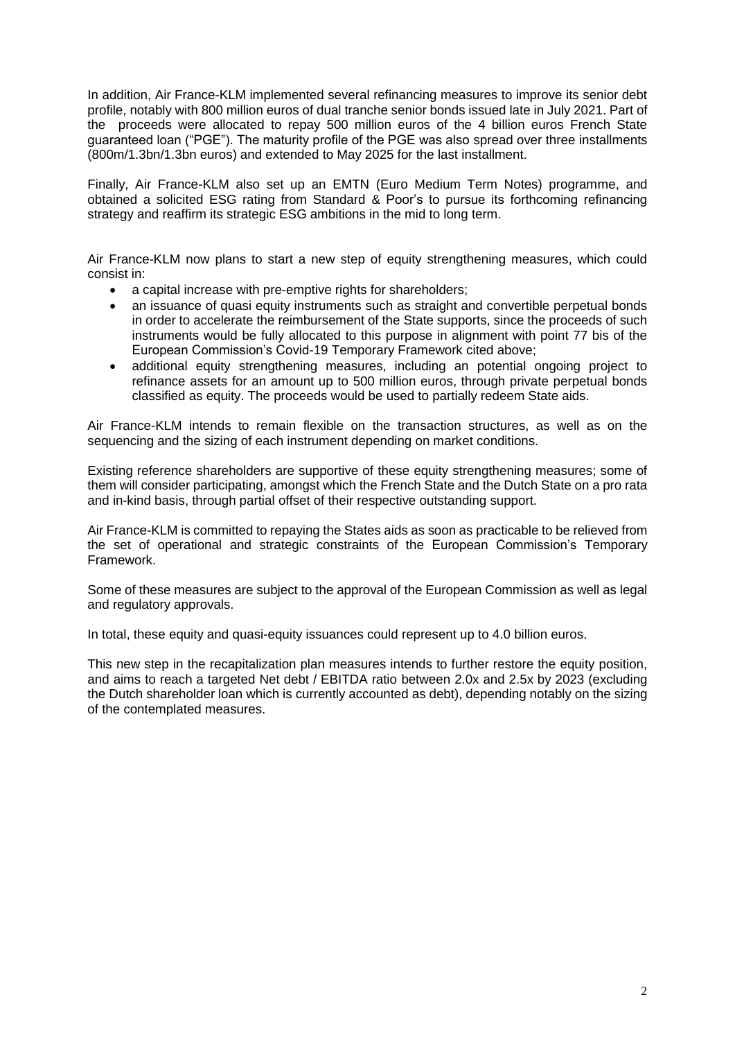In addition, Air France-KLM implemented several refinancing measures to improve its senior debt profile, notably with 800 million euros of dual tranche senior bonds issued late in July 2021. Part of the proceeds were allocated to repay 500 million euros of the 4 billion euros French State guaranteed loan ("PGE"). The maturity profile of the PGE was also spread over three installments (800m/1.3bn/1.3bn euros) and extended to May 2025 for the last installment.

Finally, Air France-KLM also set up an EMTN (Euro Medium Term Notes) programme, and obtained a solicited ESG rating from Standard & Poor's to pursue its forthcoming refinancing strategy and reaffirm its strategic ESG ambitions in the mid to long term.

Air France-KLM now plans to start a new step of equity strengthening measures, which could consist in:

- a capital increase with pre-emptive rights for shareholders;
- an issuance of quasi equity instruments such as straight and convertible perpetual bonds in order to accelerate the reimbursement of the State supports, since the proceeds of such instruments would be fully allocated to this purpose in alignment with point 77 bis of the European Commission's Covid-19 Temporary Framework cited above;
- additional equity strengthening measures, including an potential ongoing project to refinance assets for an amount up to 500 million euros, through private perpetual bonds classified as equity. The proceeds would be used to partially redeem State aids.

Air France-KLM intends to remain flexible on the transaction structures, as well as on the sequencing and the sizing of each instrument depending on market conditions.

Existing reference shareholders are supportive of these equity strengthening measures; some of them will consider participating, amongst which the French State and the Dutch State on a pro rata and in-kind basis, through partial offset of their respective outstanding support.

Air France-KLM is committed to repaying the States aids as soon as practicable to be relieved from the set of operational and strategic constraints of the European Commission's Temporary Framework.

Some of these measures are subject to the approval of the European Commission as well as legal and regulatory approvals.

In total, these equity and quasi-equity issuances could represent up to 4.0 billion euros.

This new step in the recapitalization plan measures intends to further restore the equity position, and aims to reach a targeted Net debt / EBITDA ratio between 2.0x and 2.5x by 2023 (excluding the Dutch shareholder loan which is currently accounted as debt), depending notably on the sizing of the contemplated measures.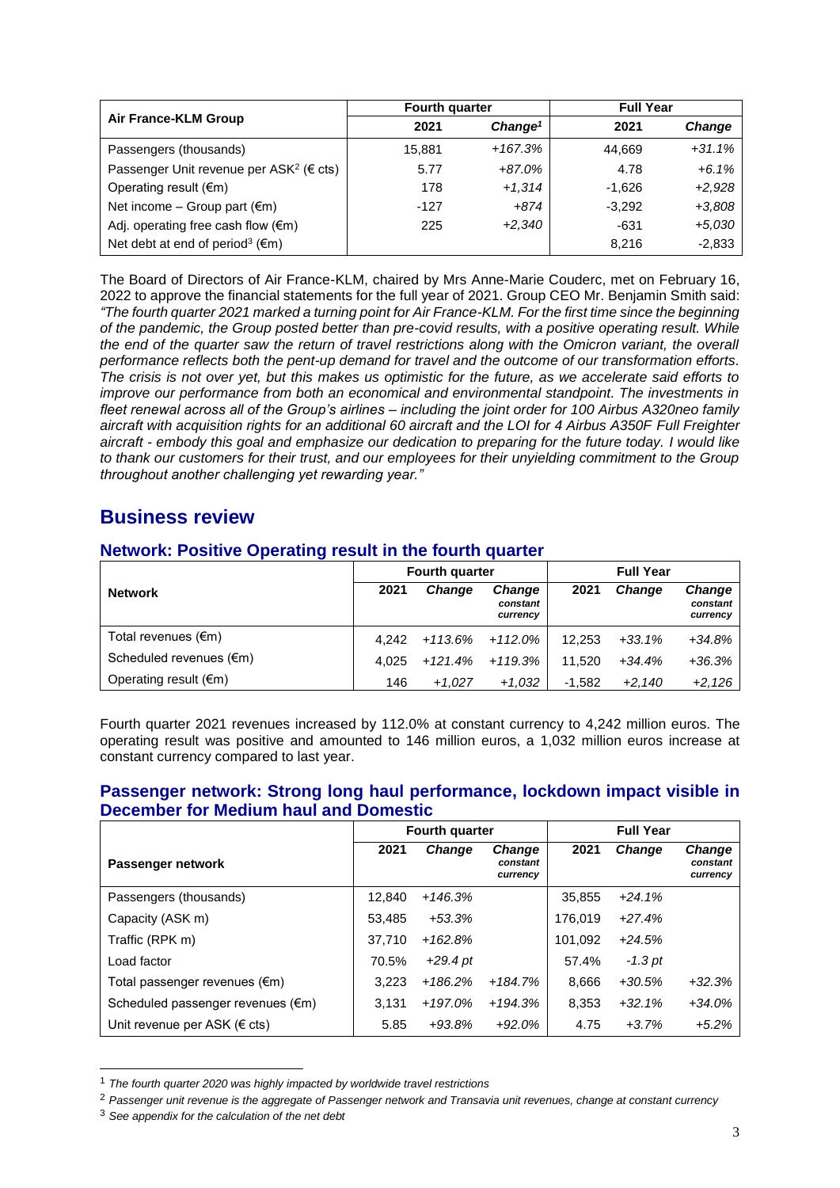| Air France-KLM Group | Fourth quarter | | Full Year | |
|---|---|---|---|---|
| | 2021 | *Change*[1] | 2021 | *Change* |
| Passengers (thousands) | 15,881 | *+167.3%* | 44,669 | *+31.1%* |
| Passenger Unit revenue per ASK[2] (€ cts) | 5.77 | *+87.0%* | 4.78 | *+6.1%* |
| Operating result (€m) | 178 | *+1,314* | -1,626 | *+2,928* |
| Net income – Group part (€m) | -127 | *+874* | -3,292 | *+3,808* |
| Adj. operating free cash flow (€m) | 225 | *+2,340* | -631 | *+5,030* |
| Net debt at end of period[3] (€m) | | | 8,216 | -2,833 |

The Board of Directors of Air France-KLM, chaired by Mrs Anne-Marie Couderc, met on February 16, 2022 to approve the financial statements for the full year of 2021. Group CEO Mr. Benjamin Smith said: *"The fourth quarter 2021 marked a turning point for Air France-KLM. For the first time since the beginning of the pandemic, the Group posted better than pre-covid results, with a positive operating result. While the end of the quarter saw the return of travel restrictions along with the Omicron variant, the overall performance reflects both the pent-up demand for travel and the outcome of our transformation efforts. The crisis is not over yet, but this makes us optimistic for the future, as we accelerate said efforts to improve our performance from both an economical and environmental standpoint. The investments in fleet renewal across all of the Group's airlines – including the joint order for 100 Airbus A320neo family aircraft with acquisition rights for an additional 60 aircraft and the LOI for 4 Airbus A350F Full Freighter aircraft - embody this goal and emphasize our dedication to preparing for the future today. I would like to thank our customers for their trust, and our employees for their unyielding commitment to the Group throughout another challenging yet rewarding year."*

# Business review

## Network: Positive Operating result in the fourth quarter

| Network | Fourth quarter | | | Full Year | | |
|---|---|---|---|---|---|---|
| | 2021 | *Change* | *Change constant currency* | 2021 | *Change* | *Change constant currency* |
| Total revenues (€m) | 4,242 | *+113.6%* | *+112.0%* | 12,253 | *+33.1%* | *+34.8%* |
| Scheduled revenues (€m) | 4,025 | *+121.4%* | *+119.3%* | 11,520 | *+34.4%* | *+36.3%* |
| Operating result (€m) | 146 | *+1,027* | *+1,032* | -1,582 | *+2,140* | *+2,126* |

Fourth quarter 2021 revenues increased by 112.0% at constant currency to 4,242 million euros. The operating result was positive and amounted to 146 million euros, a 1,032 million euros increase at constant currency compared to last year.

## Passenger network: Strong long haul performance, lockdown impact visible in December for Medium haul and Domestic

| Passenger network | Fourth quarter | | | Full Year | | |
|---|---|---|---|---|---|---|
| | 2021 | *Change* | *Change constant currency* | 2021 | *Change* | *Change constant currency* |
| Passengers (thousands) | 12,840 | *+146.3%* | | 35,855 | *+24.1%* | |
| Capacity (ASK m) | 53,485 | *+53.3%* | | 176,019 | *+27.4%* | |
| Traffic (RPK m) | 37,710 | *+162.8%* | | 101,092 | *+24.5%* | |
| Load factor | 70.5% | *+29.4 pt* | | 57.4% | *-1.3 pt* | |
| Total passenger revenues (€m) | 3,223 | *+186.2%* | *+184.7%* | 8,666 | *+30.5%* | *+32.3%* |
| Scheduled passenger revenues (€m) | 3,131 | *+197.0%* | *+194.3%* | 8,353 | *+32.1%* | *+34.0%* |
| Unit revenue per ASK (€ cts) | 5.85 | *+93.8%* | *+92.0%* | 4.75 | *+3.7%* | *+5.2%* |

[1] *The fourth quarter 2020 was highly impacted by worldwide travel restrictions*

[2] *Passenger unit revenue is the aggregate of Passenger network and Transavia unit revenues, change at constant currency*

[3] *See appendix for the calculation of the net debt*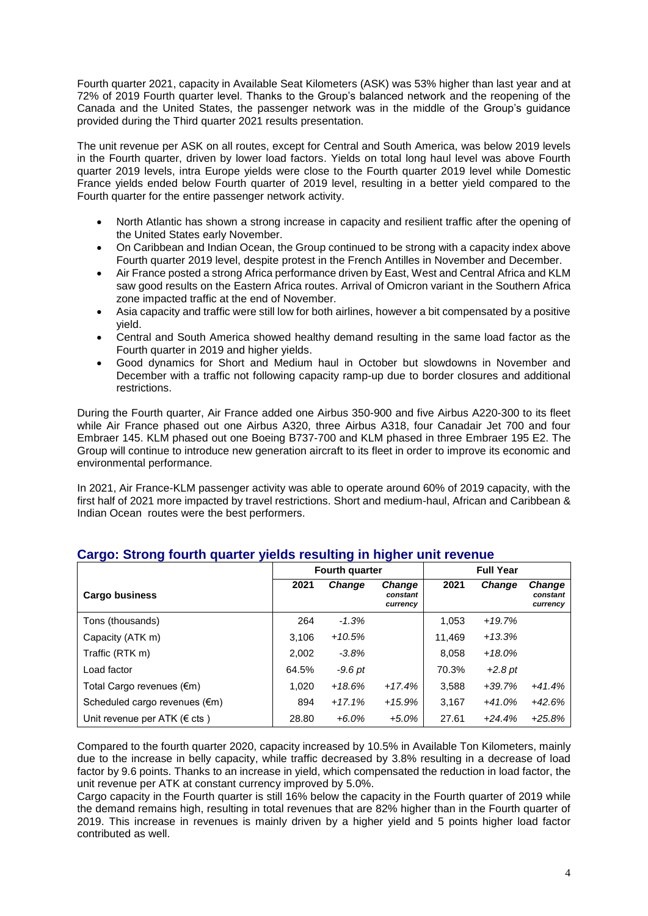Fourth quarter 2021, capacity in Available Seat Kilometers (ASK) was 53% higher than last year and at 72% of 2019 Fourth quarter level. Thanks to the Group's balanced network and the reopening of the Canada and the United States, the passenger network was in the middle of the Group's guidance provided during the Third quarter 2021 results presentation.

The unit revenue per ASK on all routes, except for Central and South America, was below 2019 levels in the Fourth quarter, driven by lower load factors. Yields on total long haul level was above Fourth quarter 2019 levels, intra Europe yields were close to the Fourth quarter 2019 level while Domestic France yields ended below Fourth quarter of 2019 level, resulting in a better yield compared to the Fourth quarter for the entire passenger network activity.

- North Atlantic has shown a strong increase in capacity and resilient traffic after the opening of the United States early November.
- On Caribbean and Indian Ocean, the Group continued to be strong with a capacity index above Fourth quarter 2019 level, despite protest in the French Antilles in November and December.
- Air France posted a strong Africa performance driven by East, West and Central Africa and KLM saw good results on the Eastern Africa routes. Arrival of Omicron variant in the Southern Africa zone impacted traffic at the end of November.
- Asia capacity and traffic were still low for both airlines, however a bit compensated by a positive yield.
- Central and South America showed healthy demand resulting in the same load factor as the Fourth quarter in 2019 and higher yields.
- Good dynamics for Short and Medium haul in October but slowdowns in November and December with a traffic not following capacity ramp-up due to border closures and additional restrictions.

During the Fourth quarter, Air France added one Airbus 350-900 and five Airbus A220-300 to its fleet while Air France phased out one Airbus A320, three Airbus A318, four Canadair Jet 700 and four Embraer 145. KLM phased out one Boeing B737-700 and KLM phased in three Embraer 195 E2. The Group will continue to introduce new generation aircraft to its fleet in order to improve its economic and environmental performance.

In 2021, Air France-KLM passenger activity was able to operate around 60% of 2019 capacity, with the first half of 2021 more impacted by travel restrictions. Short and medium-haul, African and Caribbean & Indian Ocean routes were the best performers.

## Cargo: Strong fourth quarter yields resulting in higher unit revenue

| Cargo business | Fourth quarter | | | Full Year | | |
|---|---|---|---|---|---|---|
| | 2021 | *Change* | *Change constant currency* | 2021 | *Change* | *Change constant currency* |
| Tons (thousands) | 264 | *-1.3%* | | 1,053 | *+19.7%* | |
| Capacity (ATK m) | 3,106 | *+10.5%* | | 11,469 | *+13.3%* | |
| Traffic (RTK m) | 2,002 | *-3.8%* | | 8,058 | *+18.0%* | |
| Load factor | 64.5% | *-9.6 pt* | | 70.3% | *+2.8 pt* | |
| Total Cargo revenues (€m) | 1,020 | *+18.6%* | *+17.4%* | 3,588 | *+39.7%* | *+41.4%* |
| Scheduled cargo revenues (€m) | 894 | *+17.1%* | *+15.9%* | 3,167 | *+41.0%* | *+42.6%* |
| Unit revenue per ATK (€ cts ) | 28.80 | *+6.0%* | *+5.0%* | 27.61 | *+24.4%* | *+25.8%* |

Compared to the fourth quarter 2020, capacity increased by 10.5% in Available Ton Kilometers, mainly due to the increase in belly capacity, while traffic decreased by 3.8% resulting in a decrease of load factor by 9.6 points. Thanks to an increase in yield, which compensated the reduction in load factor, the unit revenue per ATK at constant currency improved by 5.0%.

Cargo capacity in the Fourth quarter is still 16% below the capacity in the Fourth quarter of 2019 while the demand remains high, resulting in total revenues that are 82% higher than in the Fourth quarter of 2019. This increase in revenues is mainly driven by a higher yield and 5 points higher load factor contributed as well.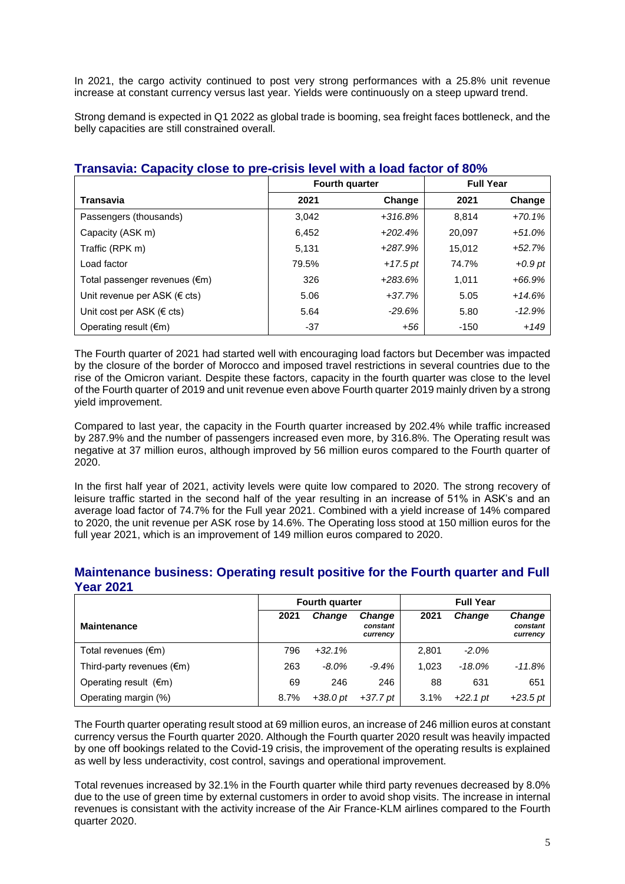In 2021, the cargo activity continued to post very strong performances with a 25.8% unit revenue increase at constant currency versus last year. Yields were continuously on a steep upward trend.

Strong demand is expected in Q1 2022 as global trade is booming, sea freight faces bottleneck, and the belly capacities are still constrained overall.

## Transavia: Capacity close to pre-crisis level with a load factor of 80%

| | Fourth quarter | | Full Year | |
|---|---|---|---|---|
| **Transavia** | **2021** | **Change** | **2021** | **Change** |
| Passengers (thousands) | 3,042 | *+316.8%* | 8,814 | *+70.1%* |
| Capacity (ASK m) | 6,452 | *+202.4%* | 20,097 | *+51.0%* |
| Traffic (RPK m) | 5,131 | *+287.9%* | 15,012 | *+52.7%* |
| Load factor | 79.5% | *+17.5 pt* | 74.7% | *+0.9 pt* |
| Total passenger revenues (€m) | 326 | *+283.6%* | 1,011 | *+66.9%* |
| Unit revenue per ASK (€ cts) | 5.06 | *+37.7%* | 5.05 | *+14.6%* |
| Unit cost per ASK (€ cts) | 5.64 | *-29.6%* | 5.80 | *-12.9%* |
| Operating result (€m) | -37 | *+56* | -150 | *+149* |

The Fourth quarter of 2021 had started well with encouraging load factors but December was impacted by the closure of the border of Morocco and imposed travel restrictions in several countries due to the rise of the Omicron variant. Despite these factors, capacity in the fourth quarter was close to the level of the Fourth quarter of 2019 and unit revenue even above Fourth quarter 2019 mainly driven by a strong yield improvement.

Compared to last year, the capacity in the Fourth quarter increased by 202.4% while traffic increased by 287.9% and the number of passengers increased even more, by 316.8%. The Operating result was negative at 37 million euros, although improved by 56 million euros compared to the Fourth quarter of 2020.

In the first half year of 2021, activity levels were quite low compared to 2020. The strong recovery of leisure traffic started in the second half of the year resulting in an increase of 51% in ASK's and an average load factor of 74.7% for the Full year 2021. Combined with a yield increase of 14% compared to 2020, the unit revenue per ASK rose by 14.6%. The Operating loss stood at 150 million euros for the full year 2021, which is an improvement of 149 million euros compared to 2020.

## Maintenance business: Operating result positive for the Fourth quarter and Full Year 2021

| | Fourth quarter | | | Full Year | | |
|---|---|---|---|---|---|---|
| **Maintenance** | **2021** | ***Change*** | ***Change constant currency*** | **2021** | ***Change*** | ***Change constant currency*** |
| Total revenues (€m) | 796 | *+32.1%* | | 2,801 | *-2.0%* | |
| Third-party revenues (€m) | 263 | *-8.0%* | *-9.4%* | 1,023 | *-18.0%* | *-11.8%* |
| Operating result (€m) | 69 | 246 | 246 | 88 | 631 | 651 |
| Operating margin (%) | 8.7% | *+38.0 pt* | *+37.7 pt* | 3.1% | *+22.1 pt* | *+23.5 pt* |

The Fourth quarter operating result stood at 69 million euros, an increase of 246 million euros at constant currency versus the Fourth quarter 2020. Although the Fourth quarter 2020 result was heavily impacted by one off bookings related to the Covid-19 crisis, the improvement of the operating results is explained as well by less underactivity, cost control, savings and operational improvement.

Total revenues increased by 32.1% in the Fourth quarter while third party revenues decreased by 8.0% due to the use of green time by external customers in order to avoid shop visits. The increase in internal revenues is consistant with the activity increase of the Air France-KLM airlines compared to the Fourth quarter 2020.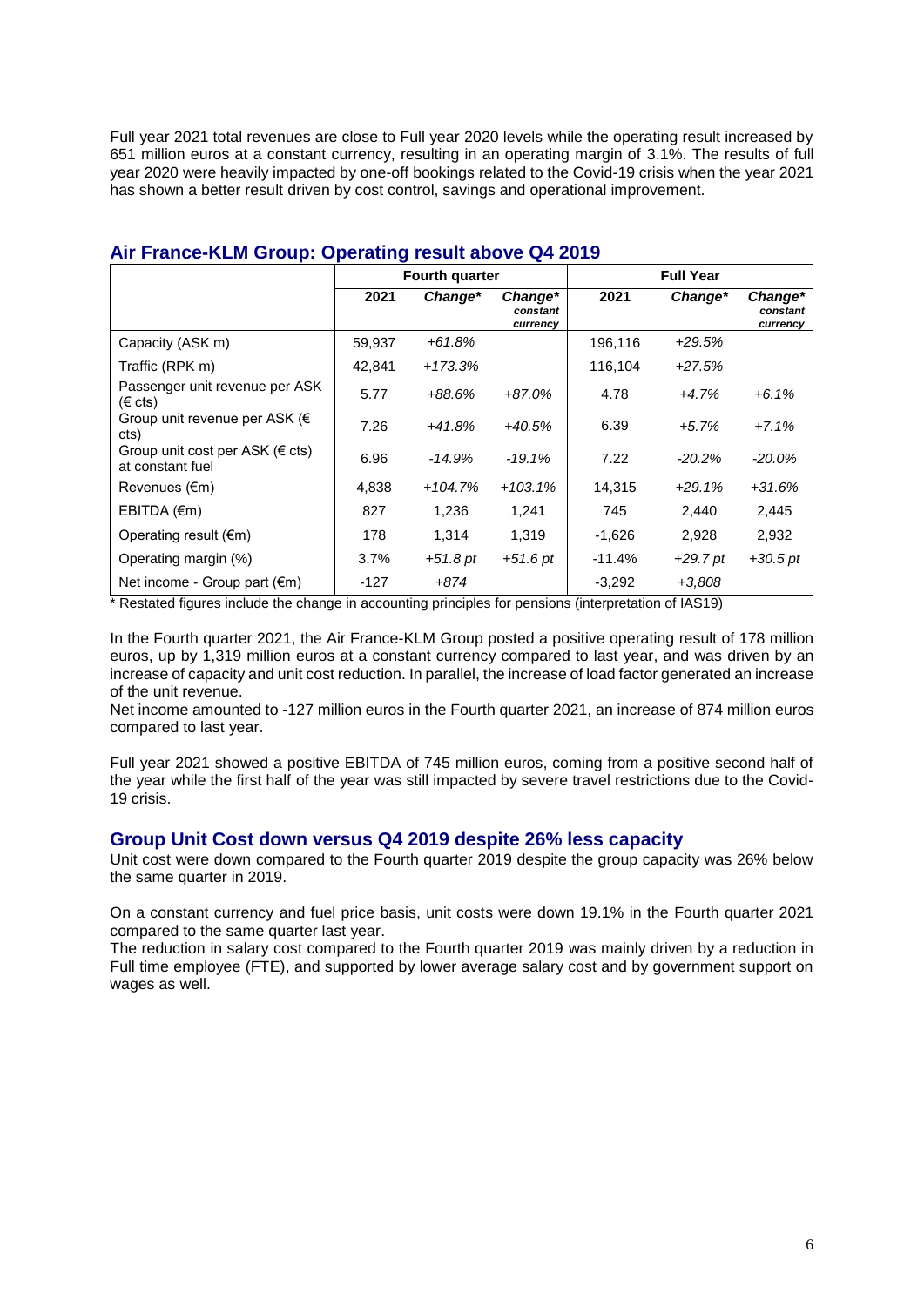Full year 2021 total revenues are close to Full year 2020 levels while the operating result increased by 651 million euros at a constant currency, resulting in an operating margin of 3.1%. The results of full year 2020 were heavily impacted by one-off bookings related to the Covid-19 crisis when the year 2021 has shown a better result driven by cost control, savings and operational improvement.

## Air France-KLM Group: Operating result above Q4 2019

| | Fourth quarter | | | Full Year | | |
|---|---|---|---|---|---|---|
| | **2021** | ***Change**** | ***Change* constant currency*** | **2021** | ***Change**** | ***Change* constant currency*** |
| Capacity (ASK m) | 59,937 | *+61.8%* | | 196,116 | *+29.5%* | |
| Traffic (RPK m) | 42,841 | *+173.3%* | | 116,104 | *+27.5%* | |
| Passenger unit revenue per ASK (€ cts) | 5.77 | *+88.6%* | *+87.0%* | 4.78 | *+4.7%* | *+6.1%* |
| Group unit revenue per ASK (€ cts) | 7.26 | *+41.8%* | *+40.5%* | 6.39 | *+5.7%* | *+7.1%* |
| Group unit cost per ASK (€ cts) at constant fuel | 6.96 | *-14.9%* | *-19.1%* | 7.22 | *-20.2%* | *-20.0%* |
| Revenues (€m) | 4,838 | *+104.7%* | *+103.1%* | 14,315 | *+29.1%* | *+31.6%* |
| EBITDA (€m) | 827 | 1,236 | 1,241 | 745 | 2,440 | 2,445 |
| Operating result (€m) | 178 | 1,314 | 1,319 | -1,626 | 2,928 | 2,932 |
| Operating margin (%) | 3.7% | *+51.8 pt* | *+51.6 pt* | -11.4% | *+29.7 pt* | *+30.5 pt* |
| Net income - Group part (€m) | -127 | *+874* | | -3,292 | *+3,808* | |

\* Restated figures include the change in accounting principles for pensions (interpretation of IAS19)

In the Fourth quarter 2021, the Air France-KLM Group posted a positive operating result of 178 million euros, up by 1,319 million euros at a constant currency compared to last year, and was driven by an increase of capacity and unit cost reduction. In parallel, the increase of load factor generated an increase of the unit revenue.

Net income amounted to -127 million euros in the Fourth quarter 2021, an increase of 874 million euros compared to last year.

Full year 2021 showed a positive EBITDA of 745 million euros, coming from a positive second half of the year while the first half of the year was still impacted by severe travel restrictions due to the Covid-19 crisis.

## Group Unit Cost down versus Q4 2019 despite 26% less capacity

Unit cost were down compared to the Fourth quarter 2019 despite the group capacity was 26% below the same quarter in 2019.

On a constant currency and fuel price basis, unit costs were down 19.1% in the Fourth quarter 2021 compared to the same quarter last year.

The reduction in salary cost compared to the Fourth quarter 2019 was mainly driven by a reduction in Full time employee (FTE), and supported by lower average salary cost and by government support on wages as well.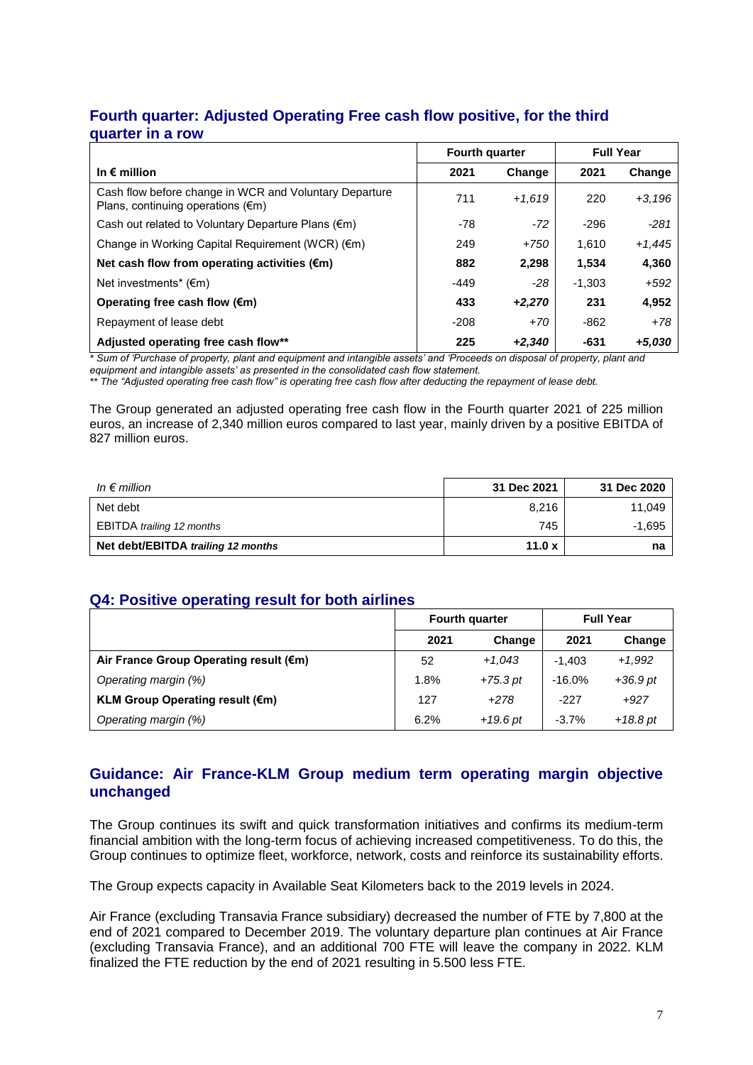## Fourth quarter: Adjusted Operating Free cash flow positive, for the third quarter in a row

| | Fourth quarter | | Full Year | |
|---|---|---|---|---|
| **In € million** | **2021** | **Change** | **2021** | **Change** |
| Cash flow before change in WCR and Voluntary Departure Plans, continuing operations (€m) | 711 | *+1,619* | 220 | *+3,196* |
| Cash out related to Voluntary Departure Plans (€m) | -78 | *-72* | -296 | *-281* |
| Change in Working Capital Requirement (WCR) (€m) | 249 | *+750* | 1,610 | *+1,445* |
| **Net cash flow from operating activities (€m)** | **882** | **2,298** | **1,534** | **4,360** |
| Net investments* (€m) | -449 | *-28* | -1,303 | *+592* |
| **Operating free cash flow (€m)** | **433** | ***+2,270*** | **231** | **4,952** |
| Repayment of lease debt | -208 | *+70* | -862 | *+78* |
| **Adjusted operating free cash flow**** | **225** | ***+2,340*** | **-631** | ***+5,030*** |

*\* Sum of 'Purchase of property, plant and equipment and intangible assets' and 'Proceeds on disposal of property, plant and equipment and intangible assets' as presented in the consolidated cash flow statement.*
*\*\* The "Adjusted operating free cash flow" is operating free cash flow after deducting the repayment of lease debt.*

The Group generated an adjusted operating free cash flow in the Fourth quarter 2021 of 225 million euros, an increase of 2,340 million euros compared to last year, mainly driven by a positive EBITDA of 827 million euros.

| *In € million* | **31 Dec 2021** | **31 Dec 2020** |
|---|---|---|
| Net debt | 8,216 | 11,049 |
| EBITDA *trailing 12 months* | 745 | -1,695 |
| **Net debt/EBITDA *trailing 12 months*** | **11.0 x** | **na** |

## Q4: Positive operating result for both airlines

| | Fourth quarter | | Full Year | |
|---|---|---|---|---|
| | **2021** | **Change** | **2021** | **Change** |
| **Air France Group Operating result (€m)** | 52 | *+1,043* | -1,403 | *+1,992* |
| *Operating margin (%)* | 1.8% | *+75.3 pt* | -16.0% | *+36.9 pt* |
| **KLM Group Operating result (€m)** | 127 | *+278* | -227 | *+927* |
| *Operating margin (%)* | 6.2% | *+19.6 pt* | -3.7% | *+18.8 pt* |

## Guidance: Air France-KLM Group medium term operating margin objective unchanged

The Group continues its swift and quick transformation initiatives and confirms its medium-term financial ambition with the long-term focus of achieving increased competitiveness. To do this, the Group continues to optimize fleet, workforce, network, costs and reinforce its sustainability efforts.

The Group expects capacity in Available Seat Kilometers back to the 2019 levels in 2024.

Air France (excluding Transavia France subsidiary) decreased the number of FTE by 7,800 at the end of 2021 compared to December 2019. The voluntary departure plan continues at Air France (excluding Transavia France), and an additional 700 FTE will leave the company in 2022. KLM finalized the FTE reduction by the end of 2021 resulting in 5.500 less FTE.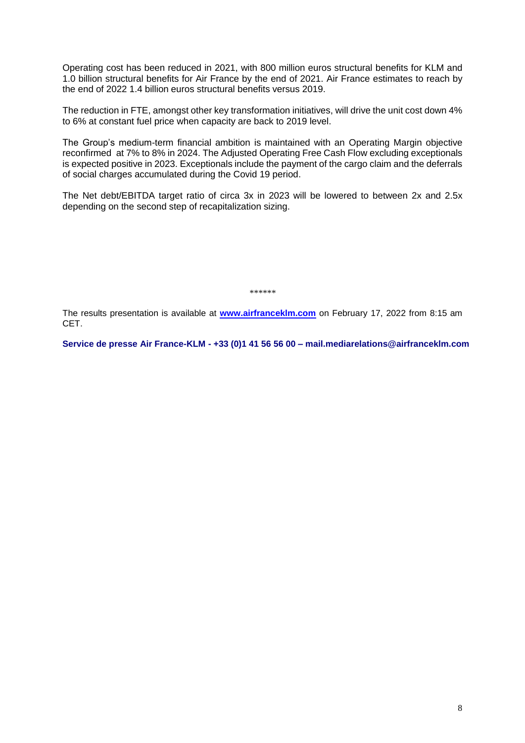Operating cost has been reduced in 2021, with 800 million euros structural benefits for KLM and 1.0 billion structural benefits for Air France by the end of 2021. Air France estimates to reach by the end of 2022 1.4 billion euros structural benefits versus 2019.

The reduction in FTE, amongst other key transformation initiatives, will drive the unit cost down 4% to 6% at constant fuel price when capacity are back to 2019 level.

The Group's medium-term financial ambition is maintained with an Operating Margin objective reconfirmed at 7% to 8% in 2024. The Adjusted Operating Free Cash Flow excluding exceptionals is expected positive in 2023. Exceptionals include the payment of the cargo claim and the deferrals of social charges accumulated during the Covid 19 period.

The Net debt/EBITDA target ratio of circa 3x in 2023 will be lowered to between 2x and 2.5x depending on the second step of recapitalization sizing.

******

The results presentation is available at **www.airfranceklm.com** on February 17, 2022 from 8:15 am CET.

**Service de presse Air France-KLM - +33 (0)1 41 56 56 00 – mail.mediarelations@airfranceklm.com**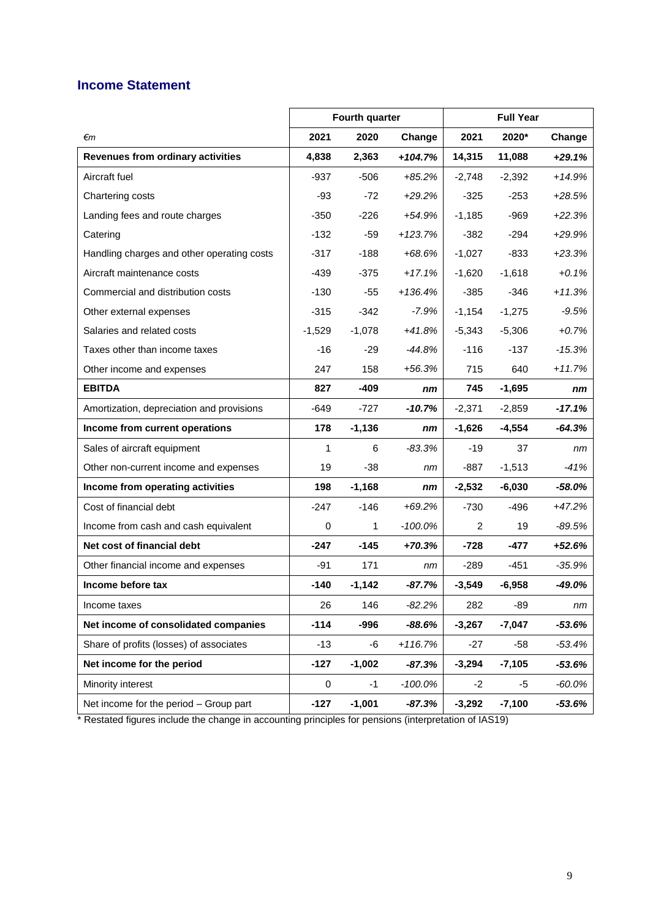## Income Statement

| €m | Fourth quarter | | | Full Year | | |
|---|---|---|---|---|---|---|
| | 2021 | 2020 | Change | 2021 | 2020* | Change |
| **Revenues from ordinary activities** | **4,838** | **2,363** | ***+104.7%*** | **14,315** | **11,088** | ***+29.1%*** |
| Aircraft fuel | -937 | -506 | *+85.2%* | -2,748 | -2,392 | *+14.9%* |
| Chartering costs | -93 | -72 | *+29.2%* | -325 | -253 | *+28.5%* |
| Landing fees and route charges | -350 | -226 | *+54.9%* | -1,185 | -969 | *+22.3%* |
| Catering | -132 | -59 | *+123.7%* | -382 | -294 | *+29.9%* |
| Handling charges and other operating costs | -317 | -188 | *+68.6%* | -1,027 | -833 | *+23.3%* |
| Aircraft maintenance costs | -439 | -375 | *+17.1%* | -1,620 | -1,618 | *+0.1%* |
| Commercial and distribution costs | -130 | -55 | *+136.4%* | -385 | -346 | *+11.3%* |
| Other external expenses | -315 | -342 | *-7.9%* | -1,154 | -1,275 | *-9.5%* |
| Salaries and related costs | -1,529 | -1,078 | *+41.8%* | -5,343 | -5,306 | *+0.7%* |
| Taxes other than income taxes | -16 | -29 | *-44.8%* | -116 | -137 | *-15.3%* |
| Other income and expenses | 247 | 158 | *+56.3%* | 715 | 640 | *+11.7%* |
| **EBITDA** | **827** | **-409** | ***nm*** | **745** | **-1,695** | ***nm*** |
| Amortization, depreciation and provisions | -649 | -727 | ***-10.7%*** | -2,371 | -2,859 | ***-17.1%*** |
| **Income from current operations** | **178** | **-1,136** | ***nm*** | **-1,626** | **-4,554** | ***-64.3%*** |
| Sales of aircraft equipment | 1 | 6 | *-83.3%* | -19 | 37 | *nm* |
| Other non-current income and expenses | 19 | -38 | *nm* | -887 | -1,513 | *-41%* |
| **Income from operating activities** | **198** | **-1,168** | ***nm*** | **-2,532** | **-6,030** | ***-58.0%*** |
| Cost of financial debt | -247 | -146 | *+69.2%* | -730 | -496 | *+47.2%* |
| Income from cash and cash equivalent | 0 | 1 | *-100.0%* | 2 | 19 | *-89.5%* |
| **Net cost of financial debt** | **-247** | **-145** | ***+70.3%*** | **-728** | **-477** | ***+52.6%*** |
| Other financial income and expenses | -91 | 171 | *nm* | -289 | -451 | *-35.9%* |
| **Income before tax** | **-140** | **-1,142** | ***-87.7%*** | **-3,549** | **-6,958** | ***-49.0%*** |
| Income taxes | 26 | 146 | *-82.2%* | 282 | -89 | *nm* |
| **Net income of consolidated companies** | **-114** | **-996** | ***-88.6%*** | **-3,267** | **-7,047** | ***-53.6%*** |
| Share of profits (losses) of associates | -13 | -6 | *+116.7%* | -27 | -58 | *-53.4%* |
| **Net income for the period** | **-127** | **-1,002** | ***-87.3%*** | **-3,294** | **-7,105** | ***-53.6%*** |
| Minority interest | 0 | -1 | *-100.0%* | -2 | -5 | *-60.0%* |
| Net income for the period – Group part | **-127** | **-1,001** | ***-87.3%*** | **-3,292** | **-7,100** | ***-53.6%*** |

* Restated figures include the change in accounting principles for pensions (interpretation of IAS19)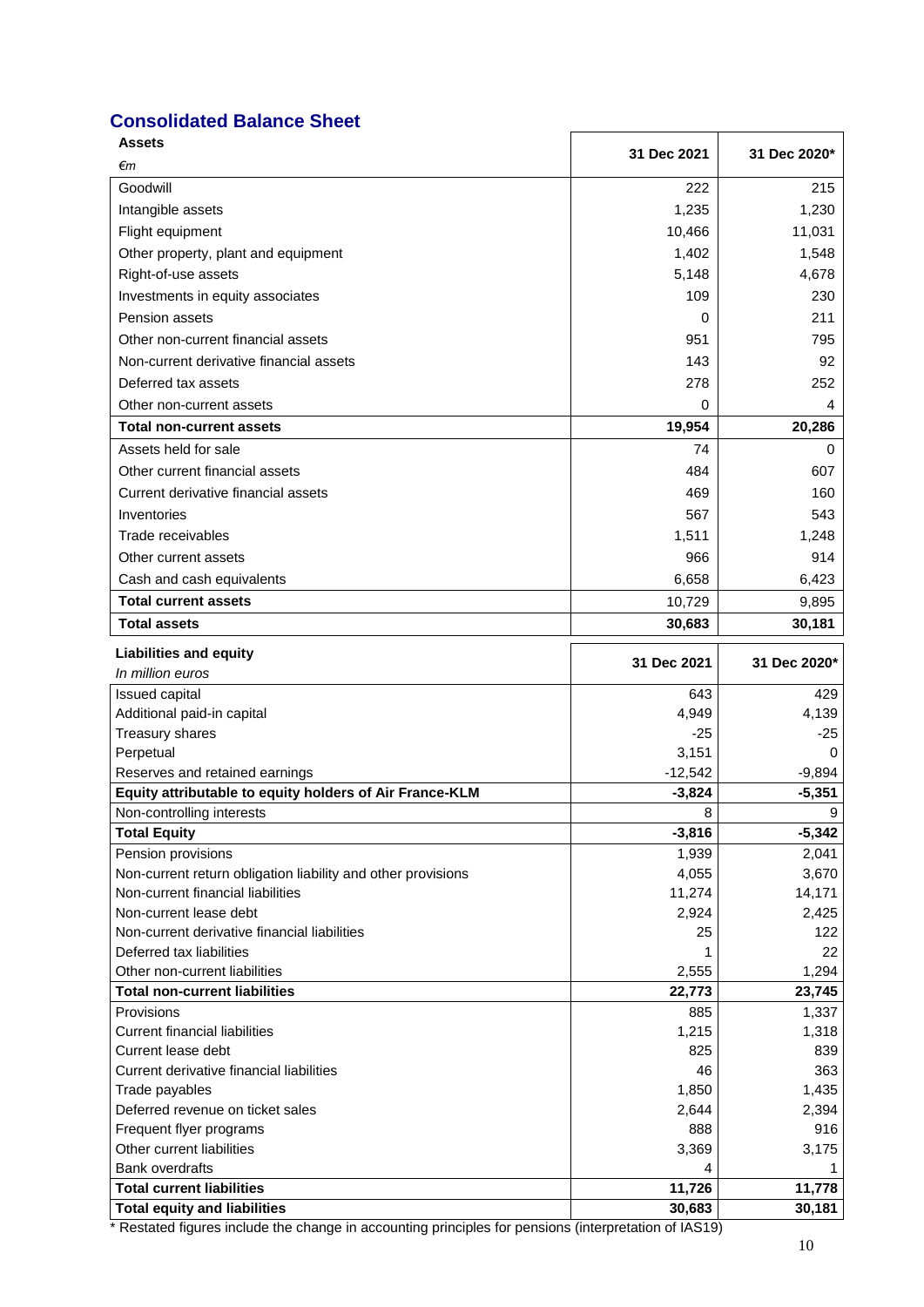## Consolidated Balance Sheet

| Assets<br>*€m* | 31 Dec 2021 | 31 Dec 2020* |
|---|---|---|
| Goodwill | 222 | 215 |
| Intangible assets | 1,235 | 1,230 |
| Flight equipment | 10,466 | 11,031 |
| Other property, plant and equipment | 1,402 | 1,548 |
| Right-of-use assets | 5,148 | 4,678 |
| Investments in equity associates | 109 | 230 |
| Pension assets | 0 | 211 |
| Other non-current financial assets | 951 | 795 |
| Non-current derivative financial assets | 143 | 92 |
| Deferred tax assets | 278 | 252 |
| Other non-current assets | 0 | 4 |
| **Total non-current assets** | **19,954** | **20,286** |
| Assets held for sale | 74 | 0 |
| Other current financial assets | 484 | 607 |
| Current derivative financial assets | 469 | 160 |
| Inventories | 567 | 543 |
| Trade receivables | 1,511 | 1,248 |
| Other current assets | 966 | 914 |
| Cash and cash equivalents | 6,658 | 6,423 |
| **Total current assets** | 10,729 | 9,895 |
| **Total assets** | **30,683** | **30,181** |

| Liabilities and equity<br>*In million euros* | 31 Dec 2021 | 31 Dec 2020* |
|---|---|---|
| Issued capital | 643 | 429 |
| Additional paid-in capital | 4,949 | 4,139 |
| Treasury shares | -25 | -25 |
| Perpetual | 3,151 | 0 |
| Reserves and retained earnings | -12,542 | -9,894 |
| **Equity attributable to equity holders of Air France-KLM** | **-3,824** | **-5,351** |
| Non-controlling interests | 8 | 9 |
| **Total Equity** | **-3,816** | **-5,342** |
| Pension provisions | 1,939 | 2,041 |
| Non-current return obligation liability and other provisions | 4,055 | 3,670 |
| Non-current financial liabilities | 11,274 | 14,171 |
| Non-current lease debt | 2,924 | 2,425 |
| Non-current derivative financial liabilities | 25 | 122 |
| Deferred tax liabilities | 1 | 22 |
| Other non-current liabilities | 2,555 | 1,294 |
| **Total non-current liabilities** | **22,773** | **23,745** |
| Provisions | 885 | 1,337 |
| Current financial liabilities | 1,215 | 1,318 |
| Current lease debt | 825 | 839 |
| Current derivative financial liabilities | 46 | 363 |
| Trade payables | 1,850 | 1,435 |
| Deferred revenue on ticket sales | 2,644 | 2,394 |
| Frequent flyer programs | 888 | 916 |
| Other current liabilities | 3,369 | 3,175 |
| Bank overdrafts | 4 | 1 |
| **Total current liabilities** | **11,726** | **11,778** |
| **Total equity and liabilities** | **30,683** | **30,181** |

* Restated figures include the change in accounting principles for pensions (interpretation of IAS19)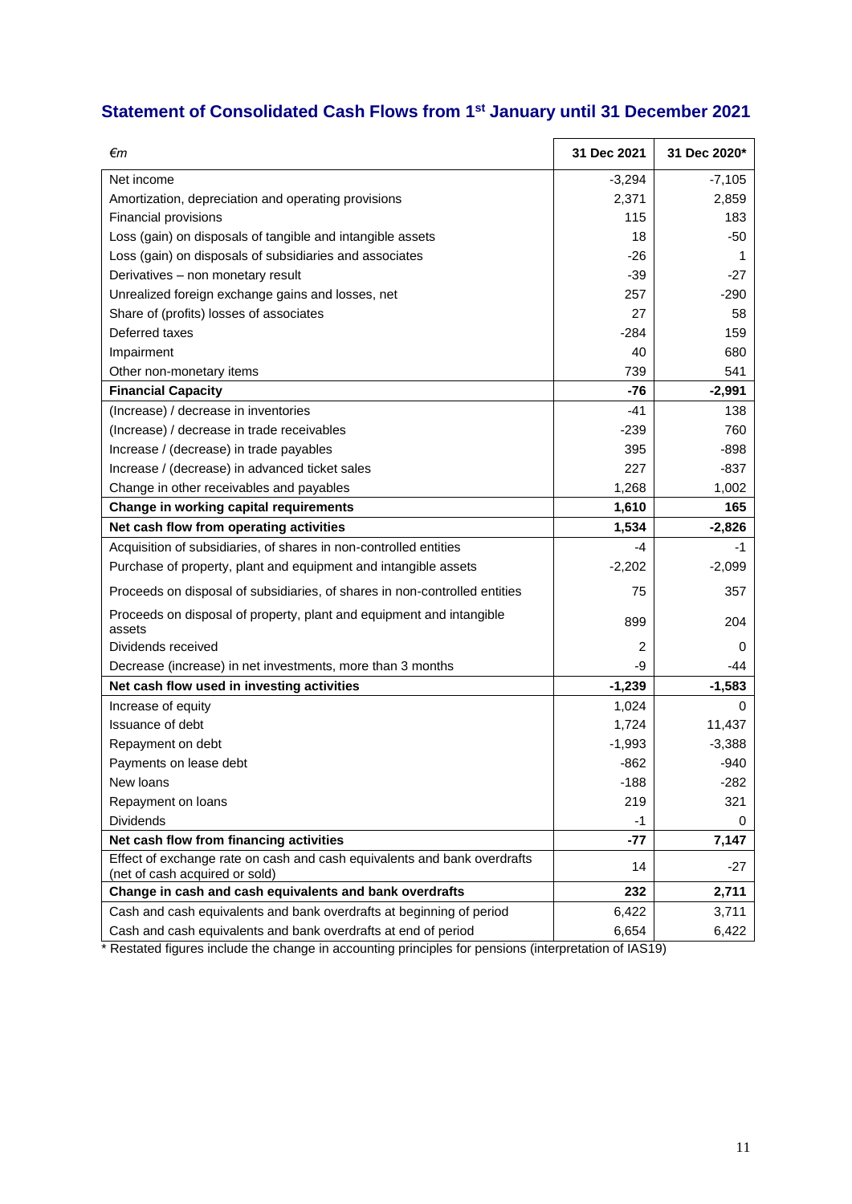## Statement of Consolidated Cash Flows from 1st January until 31 December 2021

| *€m* | 31 Dec 2021 | 31 Dec 2020* |
|---|---|---|
| Net income | -3,294 | -7,105 |
| Amortization, depreciation and operating provisions | 2,371 | 2,859 |
| Financial provisions | 115 | 183 |
| Loss (gain) on disposals of tangible and intangible assets | 18 | -50 |
| Loss (gain) on disposals of subsidiaries and associates | -26 | 1 |
| Derivatives – non monetary result | -39 | -27 |
| Unrealized foreign exchange gains and losses, net | 257 | -290 |
| Share of (profits) losses of associates | 27 | 58 |
| Deferred taxes | -284 | 159 |
| Impairment | 40 | 680 |
| Other non-monetary items | 739 | 541 |
| **Financial Capacity** | **-76** | **-2,991** |
| (Increase) / decrease in inventories | -41 | 138 |
| (Increase) / decrease in trade receivables | -239 | 760 |
| Increase / (decrease) in trade payables | 395 | -898 |
| Increase / (decrease) in advanced ticket sales | 227 | -837 |
| Change in other receivables and payables | 1,268 | 1,002 |
| **Change in working capital requirements** | **1,610** | **165** |
| **Net cash flow from operating activities** | **1,534** | **-2,826** |
| Acquisition of subsidiaries, of shares in non-controlled entities | -4 | -1 |
| Purchase of property, plant and equipment and intangible assets | -2,202 | -2,099 |
| Proceeds on disposal of subsidiaries, of shares in non-controlled entities | 75 | 357 |
| Proceeds on disposal of property, plant and equipment and intangible assets | 899 | 204 |
| Dividends received | 2 | 0 |
| Decrease (increase) in net investments, more than 3 months | -9 | -44 |
| **Net cash flow used in investing activities** | **-1,239** | **-1,583** |
| Increase of equity | 1,024 | 0 |
| Issuance of debt | 1,724 | 11,437 |
| Repayment on debt | -1,993 | -3,388 |
| Payments on lease debt | -862 | -940 |
| New loans | -188 | -282 |
| Repayment on loans | 219 | 321 |
| Dividends | -1 | 0 |
| **Net cash flow from financing activities** | **-77** | **7,147** |
| Effect of exchange rate on cash and cash equivalents and bank overdrafts (net of cash acquired or sold) | 14 | -27 |
| **Change in cash and cash equivalents and bank overdrafts** | **232** | **2,711** |
| Cash and cash equivalents and bank overdrafts at beginning of period | 6,422 | 3,711 |
| Cash and cash equivalents and bank overdrafts at end of period | 6,654 | 6,422 |

* Restated figures include the change in accounting principles for pensions (interpretation of IAS19)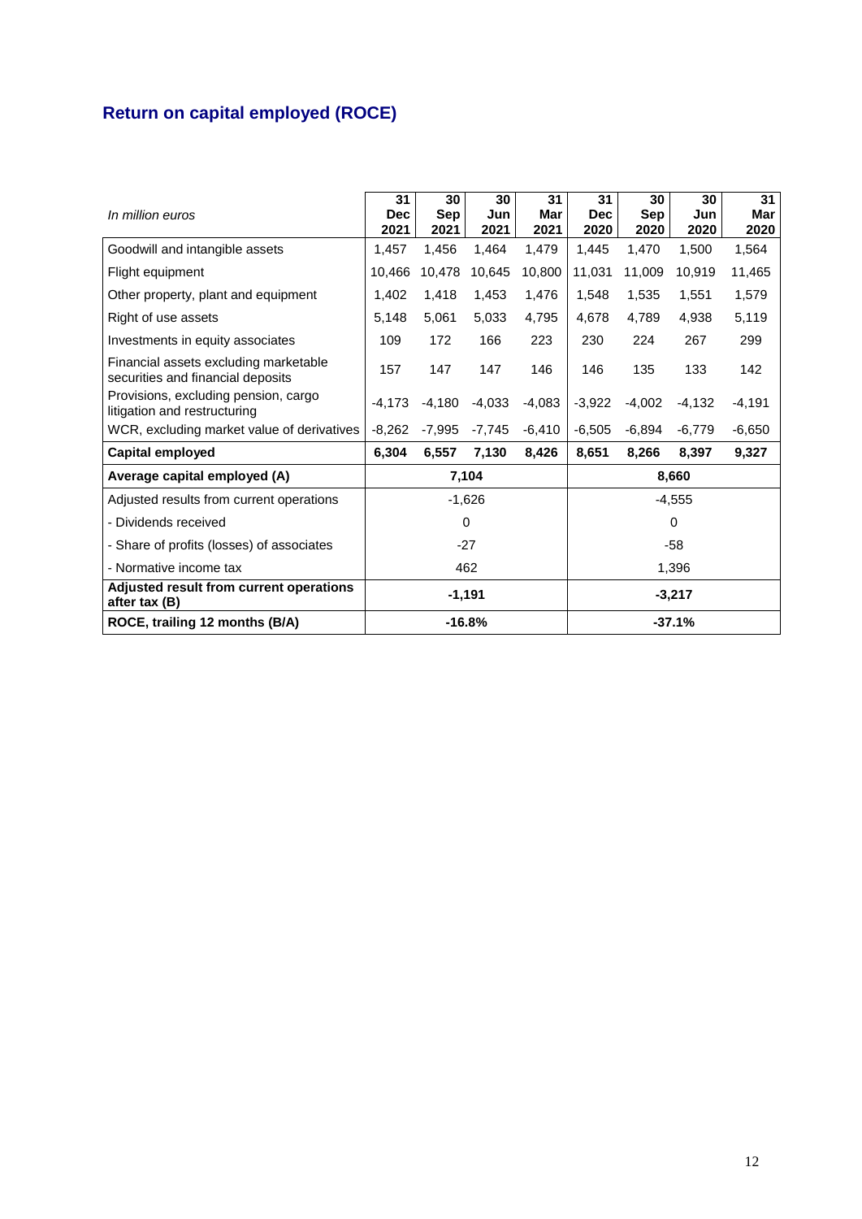## Return on capital employed (ROCE)

| *In million euros* | 31 Dec 2021 | 30 Sep 2021 | 30 Jun 2021 | 31 Mar 2021 | 31 Dec 2020 | 30 Sep 2020 | 30 Jun 2020 | 31 Mar 2020 |
|---|---|---|---|---|---|---|---|---|
| Goodwill and intangible assets | 1,457 | 1,456 | 1,464 | 1,479 | 1,445 | 1,470 | 1,500 | 1,564 |
| Flight equipment | 10,466 | 10,478 | 10,645 | 10,800 | 11,031 | 11,009 | 10,919 | 11,465 |
| Other property, plant and equipment | 1,402 | 1,418 | 1,453 | 1,476 | 1,548 | 1,535 | 1,551 | 1,579 |
| Right of use assets | 5,148 | 5,061 | 5,033 | 4,795 | 4,678 | 4,789 | 4,938 | 5,119 |
| Investments in equity associates | 109 | 172 | 166 | 223 | 230 | 224 | 267 | 299 |
| Financial assets excluding marketable securities and financial deposits | 157 | 147 | 147 | 146 | 146 | 135 | 133 | 142 |
| Provisions, excluding pension, cargo litigation and restructuring | -4,173 | -4,180 | -4,033 | -4,083 | -3,922 | -4,002 | -4,132 | -4,191 |
| WCR, excluding market value of derivatives | -8,262 | -7,995 | -7,745 | -6,410 | -6,505 | -6,894 | -6,779 | -6,650 |
| **Capital employed** | **6,304** | **6,557** | **7,130** | **8,426** | **8,651** | **8,266** | **8,397** | **9,327** |
| **Average capital employed (A)** | **7,104** | | | | **8,660** | | | |
| Adjusted results from current operations | -1,626 | | | | -4,555 | | | |
| - Dividends received | 0 | | | | 0 | | | |
| - Share of profits (losses) of associates | -27 | | | | -58 | | | |
| - Normative income tax | 462 | | | | 1,396 | | | |
| **Adjusted result from current operations after tax (B)** | **-1,191** | | | | **-3,217** | | | |
| **ROCE, trailing 12 months (B/A)** | **-16.8%** | | | | **-37.1%** | | | |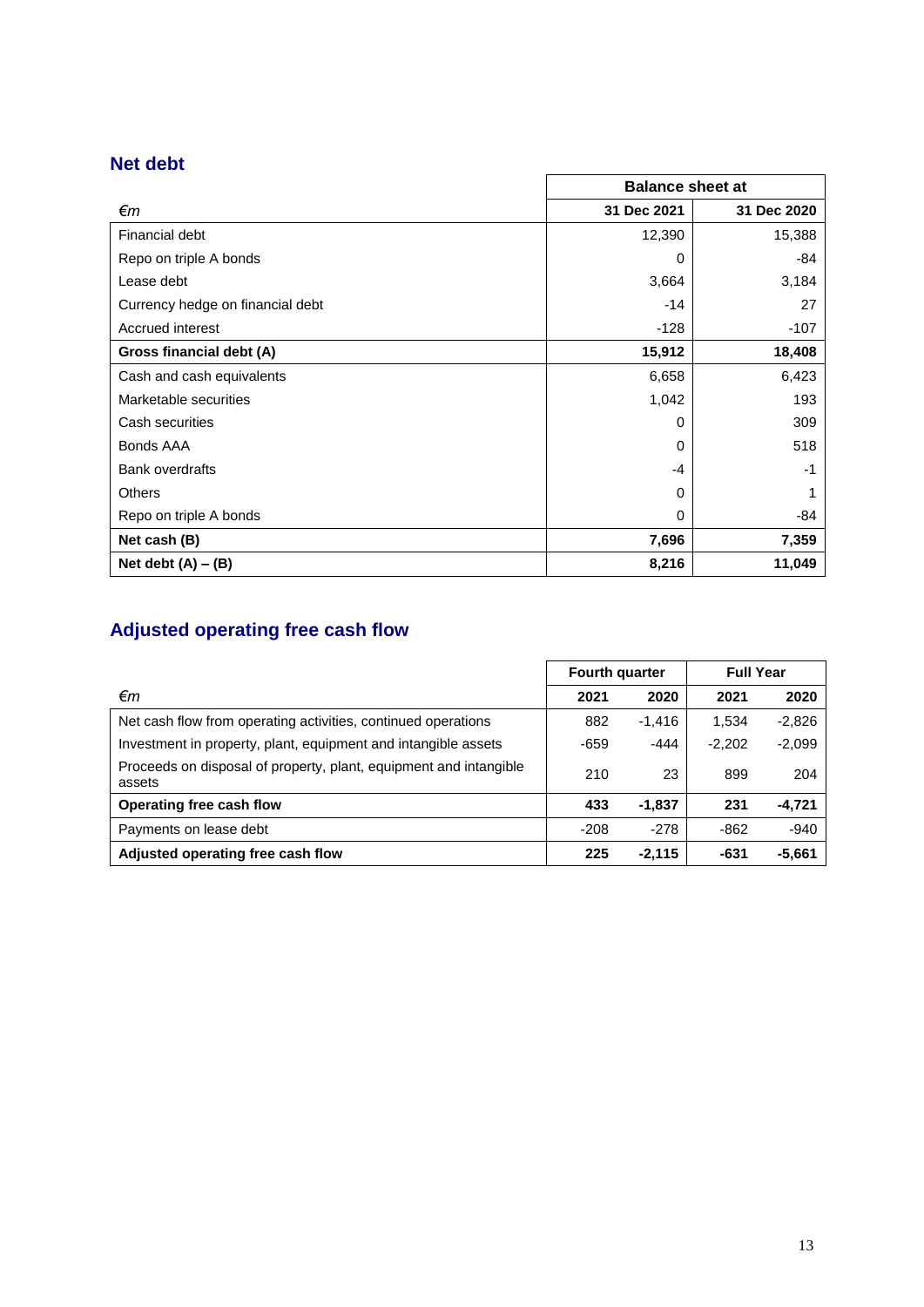## Net debt

| €m | Balance sheet at | |
|---|---|---|
| | **31 Dec 2021** | **31 Dec 2020** |
| Financial debt | 12,390 | 15,388 |
| Repo on triple A bonds | 0 | -84 |
| Lease debt | 3,664 | 3,184 |
| Currency hedge on financial debt | -14 | 27 |
| Accrued interest | -128 | -107 |
| **Gross financial debt (A)** | **15,912** | **18,408** |
| Cash and cash equivalents | 6,658 | 6,423 |
| Marketable securities | 1,042 | 193 |
| Cash securities | 0 | 309 |
| Bonds AAA | 0 | 518 |
| Bank overdrafts | -4 | -1 |
| Others | 0 | 1 |
| Repo on triple A bonds | 0 | -84 |
| **Net cash (B)** | **7,696** | **7,359** |
| **Net debt (A) – (B)** | **8,216** | **11,049** |

## Adjusted operating free cash flow

| €m | Fourth quarter | | Full Year | |
|---|---|---|---|---|
| | **2021** | **2020** | **2021** | **2020** |
| Net cash flow from operating activities, continued operations | 882 | -1,416 | 1,534 | -2,826 |
| Investment in property, plant, equipment and intangible assets | -659 | -444 | -2,202 | -2,099 |
| Proceeds on disposal of property, plant, equipment and intangible assets | 210 | 23 | 899 | 204 |
| **Operating free cash flow** | **433** | **-1,837** | **231** | **-4,721** |
| Payments on lease debt | -208 | -278 | -862 | -940 |
| **Adjusted operating free cash flow** | **225** | **-2,115** | **-631** | **-5,661** |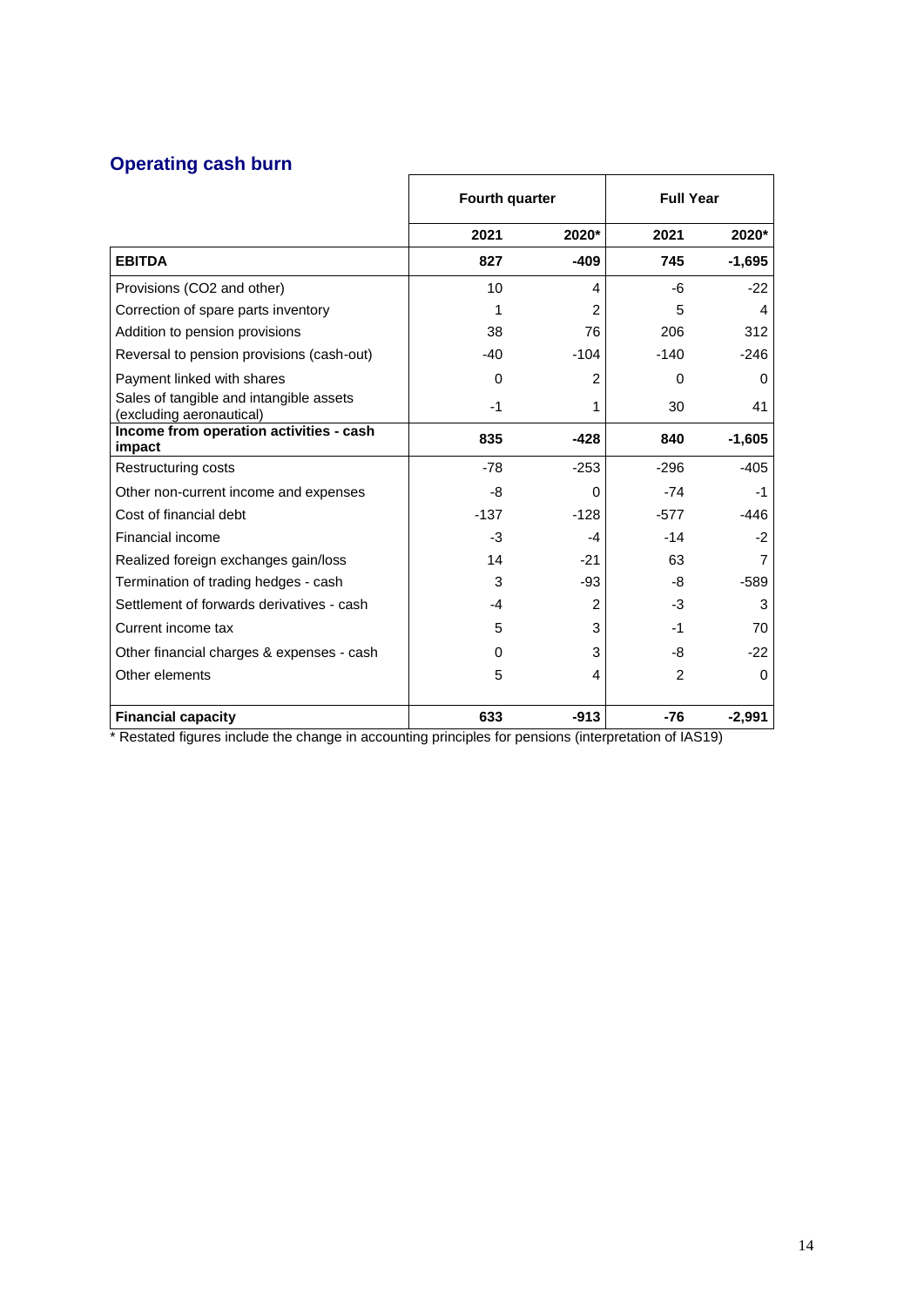## Operating cash burn

| | Fourth quarter | | Full Year | |
|---|---|---|---|---|
| | **2021** | **2020*** | **2021** | **2020*** |
| **EBITDA** | **827** | **-409** | **745** | **-1,695** |
| Provisions (CO2 and other) | 10 | 4 | -6 | -22 |
| Correction of spare parts inventory | 1 | 2 | 5 | 4 |
| Addition to pension provisions | 38 | 76 | 206 | 312 |
| Reversal to pension provisions (cash-out) | -40 | -104 | -140 | -246 |
| Payment linked with shares | 0 | 2 | 0 | 0 |
| Sales of tangible and intangible assets (excluding aeronautical) | -1 | 1 | 30 | 41 |
| **Income from operation activities - cash impact** | **835** | **-428** | **840** | **-1,605** |
| Restructuring costs | -78 | -253 | -296 | -405 |
| Other non-current income and expenses | -8 | 0 | -74 | -1 |
| Cost of financial debt | -137 | -128 | -577 | -446 |
| Financial income | -3 | -4 | -14 | -2 |
| Realized foreign exchanges gain/loss | 14 | -21 | 63 | 7 |
| Termination of trading hedges - cash | 3 | -93 | -8 | -589 |
| Settlement of forwards derivatives - cash | -4 | 2 | -3 | 3 |
| Current income tax | 5 | 3 | -1 | 70 |
| Other financial charges & expenses - cash | 0 | 3 | -8 | -22 |
| Other elements | 5 | 4 | 2 | 0 |
| **Financial capacity** | **633** | **-913** | **-76** | **-2,991** |

* Restated figures include the change in accounting principles for pensions (interpretation of IAS19)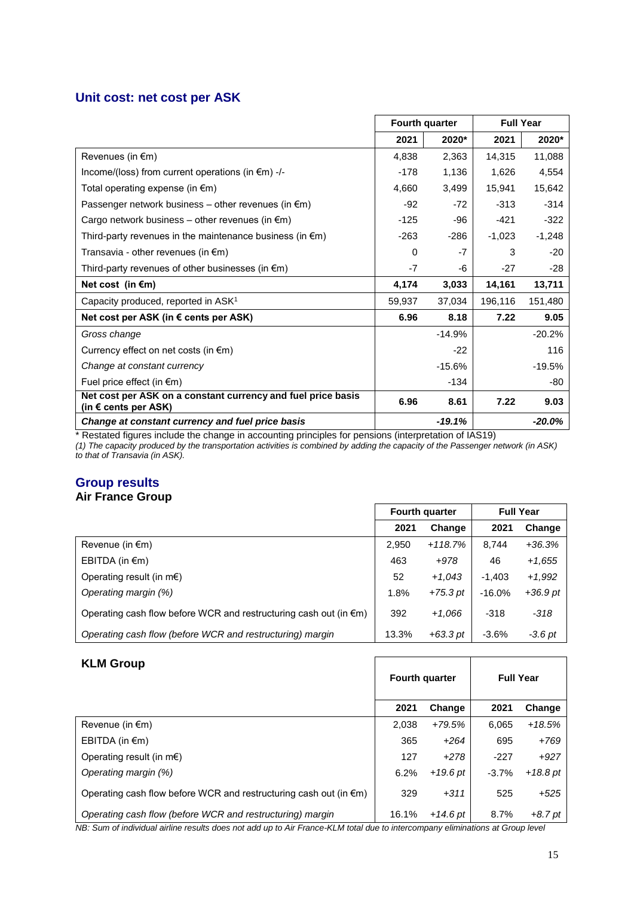## Unit cost: net cost per ASK

| | Fourth quarter | | Full Year | |
|---|---|---|---|---|
| | 2021 | 2020* | 2021 | 2020* |
| Revenues (in €m) | 4,838 | 2,363 | 14,315 | 11,088 |
| Income/(loss) from current operations (in €m) -/- | -178 | 1,136 | 1,626 | 4,554 |
| Total operating expense (in €m) | 4,660 | 3,499 | 15,941 | 15,642 |
| Passenger network business – other revenues (in €m) | -92 | -72 | -313 | -314 |
| Cargo network business – other revenues (in €m) | -125 | -96 | -421 | -322 |
| Third-party revenues in the maintenance business (in €m) | -263 | -286 | -1,023 | -1,248 |
| Transavia - other revenues (in €m) | 0 | -7 | 3 | -20 |
| Third-party revenues of other businesses (in €m) | -7 | -6 | -27 | -28 |
| **Net cost (in €m)** | **4,174** | **3,033** | **14,161** | **13,711** |
| Capacity produced, reported in ASK[1] | 59,937 | 37,034 | 196,116 | 151,480 |
| **Net cost per ASK (in € cents per ASK)** | **6.96** | **8.18** | **7.22** | **9.05** |
| *Gross change* | | *-14.9%* | | *-20.2%* |
| Currency effect on net costs (in €m) | | -22 | | 116 |
| *Change at constant currency* | | *-15.6%* | | *-19.5%* |
| Fuel price effect (in €m) | | -134 | | -80 |
| **Net cost per ASK on a constant currency and fuel price basis (in € cents per ASK)** | **6.96** | **8.61** | **7.22** | **9.03** |
| ***Change at constant currency and fuel price basis*** | | ***-19.1%*** | | ***-20.0%*** |

\* Restated figures include the change in accounting principles for pensions (interpretation of IAS19)

*(1) The capacity produced by the transportation activities is combined by adding the capacity of the Passenger network (in ASK) to that of Transavia (in ASK).*

## Group results

### Air France Group

| | Fourth quarter | | Full Year | |
|---|---|---|---|---|
| | 2021 | Change | 2021 | Change |
| Revenue (in €m) | 2,950 | *+118.7%* | 8,744 | *+36.3%* |
| EBITDA (in €m) | 463 | *+978* | 46 | *+1,655* |
| Operating result (in m€) | 52 | *+1,043* | -1,403 | *+1,992* |
| *Operating margin (%)* | 1.8% | *+75.3 pt* | -16.0% | *+36.9 pt* |
| Operating cash flow before WCR and restructuring cash out (in €m) | 392 | *+1,066* | -318 | *-318* |
| *Operating cash flow (before WCR and restructuring) margin* | 13.3% | *+63.3 pt* | -3.6% | *-3.6 pt* |

### KLM Group

| | Fourth quarter | | Full Year | |
|---|---|---|---|---|
| | 2021 | Change | 2021 | Change |
| Revenue (in €m) | 2,038 | *+79.5%* | 6,065 | *+18.5%* |
| EBITDA (in €m) | 365 | *+264* | 695 | *+769* |
| Operating result (in m€) | 127 | *+278* | -227 | *+927* |
| *Operating margin (%)* | 6.2% | *+19.6 pt* | -3.7% | *+18.8 pt* |
| Operating cash flow before WCR and restructuring cash out (in €m) | 329 | *+311* | 525 | *+525* |
| *Operating cash flow (before WCR and restructuring) margin* | 16.1% | *+14.6 pt* | 8.7% | *+8.7 pt* |

*NB: Sum of individual airline results does not add up to Air France-KLM total due to intercompany eliminations at Group level*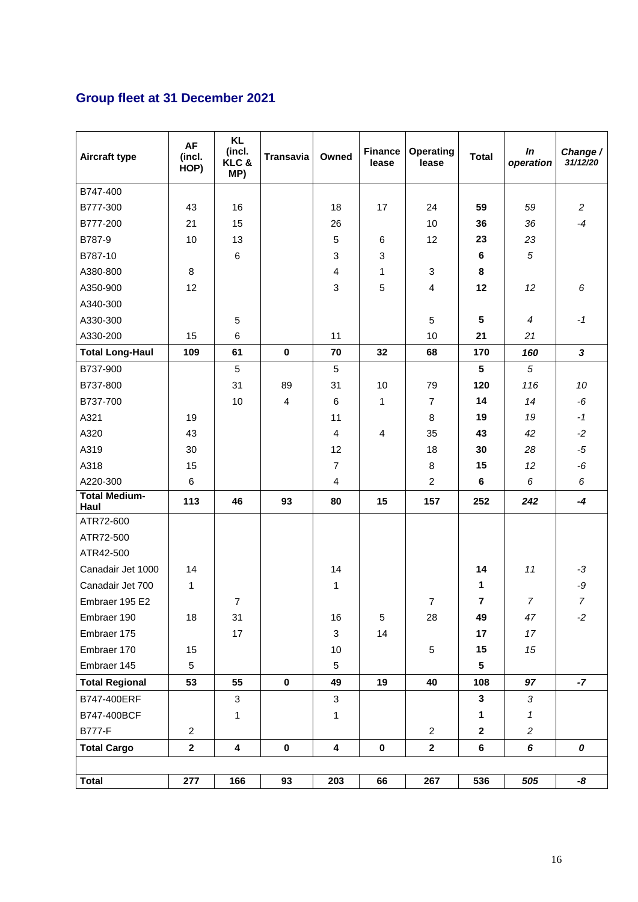## Group fleet at 31 December 2021

| Aircraft type | AF (incl. HOP) | KL (incl. KLC & MP) | Transavia | Owned | Finance lease | Operating lease | Total | *In operation* | *Change / 31/12/20* |
|---|---|---|---|---|---|---|---|---|---|
| B747-400 | | | | | | | | | |
| B777-300 | 43 | 16 | | 18 | 17 | 24 | **59** | *59* | *2* |
| B777-200 | 21 | 15 | | 26 | | 10 | **36** | *36* | *-4* |
| B787-9 | 10 | 13 | | 5 | 6 | 12 | **23** | *23* | |
| B787-10 | | 6 | | 3 | 3 | | **6** | *5* | |
| A380-800 | 8 | | | 4 | 1 | 3 | **8** | | |
| A350-900 | 12 | | | 3 | 5 | 4 | **12** | *12* | *6* |
| A340-300 | | | | | | | | | |
| A330-300 | | 5 | | | | 5 | **5** | *4* | *-1* |
| A330-200 | 15 | 6 | | 11 | | 10 | **21** | *21* | |
| **Total Long-Haul** | **109** | **61** | **0** | **70** | **32** | **68** | **170** | ***160*** | ***3*** |
| B737-900 | | 5 | | 5 | | | **5** | *5* | |
| B737-800 | | 31 | 89 | 31 | 10 | 79 | **120** | *116* | *10* |
| B737-700 | | 10 | 4 | 6 | 1 | 7 | **14** | *14* | *-6* |
| A321 | 19 | | | 11 | | 8 | **19** | *19* | *-1* |
| A320 | 43 | | | 4 | 4 | 35 | **43** | *42* | *-2* |
| A319 | 30 | | | 12 | | 18 | **30** | *28* | *-5* |
| A318 | 15 | | | 7 | | 8 | **15** | *12* | *-6* |
| A220-300 | 6 | | | 4 | | 2 | **6** | *6* | *6* |
| **Total Medium-Haul** | **113** | **46** | **93** | **80** | **15** | **157** | **252** | ***242*** | ***-4*** |
| ATR72-600 | | | | | | | | | |
| ATR72-500 | | | | | | | | | |
| ATR42-500 | | | | | | | | | |
| Canadair Jet 1000 | 14 | | | 14 | | | **14** | *11* | *-3* |
| Canadair Jet 700 | 1 | | | 1 | | | **1** | | *-9* |
| Embraer 195 E2 | | 7 | | | | 7 | **7** | *7* | *7* |
| Embraer 190 | 18 | 31 | | 16 | 5 | 28 | **49** | *47* | *-2* |
| Embraer 175 | | 17 | | 3 | 14 | | **17** | *17* | |
| Embraer 170 | 15 | | | 10 | | 5 | **15** | *15* | |
| Embraer 145 | 5 | | | 5 | | | **5** | | |
| **Total Regional** | **53** | **55** | **0** | **49** | **19** | **40** | **108** | ***97*** | ***-7*** |
| B747-400ERF | | 3 | | 3 | | | **3** | *3* | |
| B747-400BCF | | 1 | | 1 | | | **1** | *1* | |
| B777-F | 2 | | | | | 2 | **2** | *2* | |
| **Total Cargo** | **2** | **4** | **0** | **4** | **0** | **2** | **6** | ***6*** | ***0*** |
| | | | | | | | | | |
| **Total** | **277** | **166** | **93** | **203** | **66** | **267** | **536** | ***505*** | ***-8*** |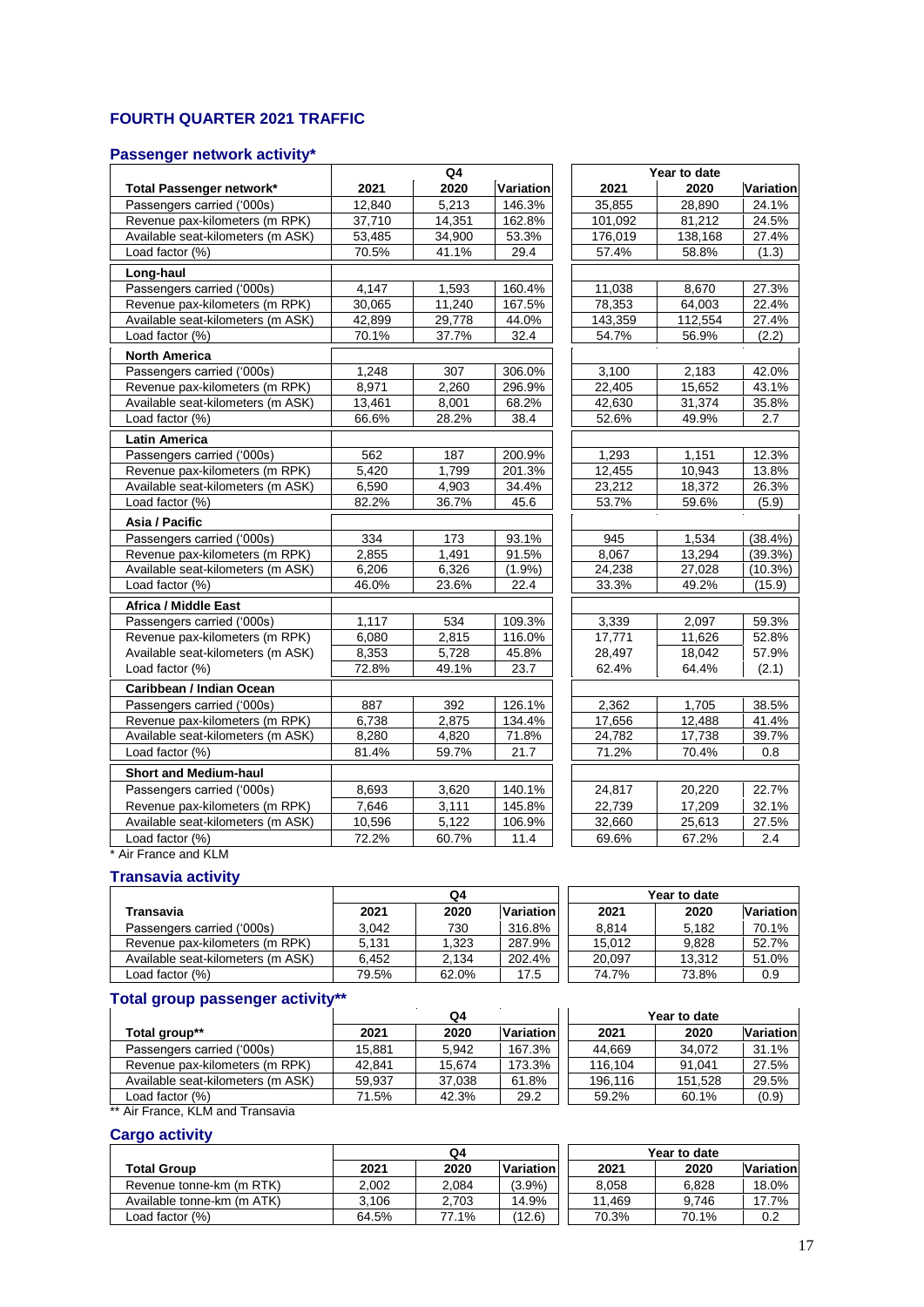## FOURTH QUARTER 2021 TRAFFIC

### Passenger network activity*

| Total Passenger network* | Q4 2021 | Q4 2020 | Q4 Variation | Year to date 2021 | Year to date 2020 | Year to date Variation |
|---|---|---|---|---|---|---|
| Passengers carried ('000s) | 12,840 | 5,213 | 146.3% | 35,855 | 28,890 | 24.1% |
| Revenue pax-kilometers (m RPK) | 37,710 | 14,351 | 162.8% | 101,092 | 81,212 | 24.5% |
| Available seat-kilometers (m ASK) | 53,485 | 34,900 | 53.3% | 176,019 | 138,168 | 27.4% |
| Load factor (%) | 70.5% | 41.1% | 29.4 | 57.4% | 58.8% | (1.3) |
| **Long-haul** | | | | | | |
| Passengers carried ('000s) | 4,147 | 1,593 | 160.4% | 11,038 | 8,670 | 27.3% |
| Revenue pax-kilometers (m RPK) | 30,065 | 11,240 | 167.5% | 78,353 | 64,003 | 22.4% |
| Available seat-kilometers (m ASK) | 42,899 | 29,778 | 44.0% | 143,359 | 112,554 | 27.4% |
| Load factor (%) | 70.1% | 37.7% | 32.4 | 54.7% | 56.9% | (2.2) |
| **North America** | | | | | | |
| Passengers carried ('000s) | 1,248 | 307 | 306.0% | 3,100 | 2,183 | 42.0% |
| Revenue pax-kilometers (m RPK) | 8,971 | 2,260 | 296.9% | 22,405 | 15,652 | 43.1% |
| Available seat-kilometers (m ASK) | 13,461 | 8,001 | 68.2% | 42,630 | 31,374 | 35.8% |
| Load factor (%) | 66.6% | 28.2% | 38.4 | 52.6% | 49.9% | 2.7 |
| **Latin America** | | | | | | |
| Passengers carried ('000s) | 562 | 187 | 200.9% | 1,293 | 1,151 | 12.3% |
| Revenue pax-kilometers (m RPK) | 5,420 | 1,799 | 201.3% | 12,455 | 10,943 | 13.8% |
| Available seat-kilometers (m ASK) | 6,590 | 4,903 | 34.4% | 23,212 | 18,372 | 26.3% |
| Load factor (%) | 82.2% | 36.7% | 45.6 | 53.7% | 59.6% | (5.9) |
| **Asia / Pacific** | | | | | | |
| Passengers carried ('000s) | 334 | 173 | 93.1% | 945 | 1,534 | (38.4%) |
| Revenue pax-kilometers (m RPK) | 2,855 | 1,491 | 91.5% | 8,067 | 13,294 | (39.3%) |
| Available seat-kilometers (m ASK) | 6,206 | 6,326 | (1.9%) | 24,238 | 27,028 | (10.3%) |
| Load factor (%) | 46.0% | 23.6% | 22.4 | 33.3% | 49.2% | (15.9) |
| **Africa / Middle East** | | | | | | |
| Passengers carried ('000s) | 1,117 | 534 | 109.3% | 3,339 | 2,097 | 59.3% |
| Revenue pax-kilometers (m RPK) | 6,080 | 2,815 | 116.0% | 17,771 | 11,626 | 52.8% |
| Available seat-kilometers (m ASK) | 8,353 | 5,728 | 45.8% | 28,497 | 18,042 | 57.9% |
| Load factor (%) | 72.8% | 49.1% | 23.7 | 62.4% | 64.4% | (2.1) |
| **Caribbean / Indian Ocean** | | | | | | |
| Passengers carried ('000s) | 887 | 392 | 126.1% | 2,362 | 1,705 | 38.5% |
| Revenue pax-kilometers (m RPK) | 6,738 | 2,875 | 134.4% | 17,656 | 12,488 | 41.4% |
| Available seat-kilometers (m ASK) | 8,280 | 4,820 | 71.8% | 24,782 | 17,738 | 39.7% |
| Load factor (%) | 81.4% | 59.7% | 21.7 | 71.2% | 70.4% | 0.8 |
| **Short and Medium-haul** | | | | | | |
| Passengers carried ('000s) | 8,693 | 3,620 | 140.1% | 24,817 | 20,220 | 22.7% |
| Revenue pax-kilometers (m RPK) | 7,646 | 3,111 | 145.8% | 22,739 | 17,209 | 32.1% |
| Available seat-kilometers (m ASK) | 10,596 | 5,122 | 106.9% | 32,660 | 25,613 | 27.5% |
| Load factor (%) | 72.2% | 60.7% | 11.4 | 69.6% | 67.2% | 2.4 |

* Air France and KLM

### Transavia activity

| Transavia | Q4 2021 | Q4 2020 | Q4 Variation | Year to date 2021 | Year to date 2020 | Year to date Variation |
|---|---|---|---|---|---|---|
| Passengers carried ('000s) | 3,042 | 730 | 316.8% | 8,814 | 5,182 | 70.1% |
| Revenue pax-kilometers (m RPK) | 5,131 | 1,323 | 287.9% | 15,012 | 9,828 | 52.7% |
| Available seat-kilometers (m ASK) | 6,452 | 2,134 | 202.4% | 20,097 | 13,312 | 51.0% |
| Load factor (%) | 79.5% | 62.0% | 17.5 | 74.7% | 73.8% | 0.9 |

### Total group passenger activity**

| Total group** | Q4 2021 | Q4 2020 | Q4 Variation | Year to date 2021 | Year to date 2020 | Year to date Variation |
|---|---|---|---|---|---|---|
| Passengers carried ('000s) | 15,881 | 5,942 | 167.3% | 44,669 | 34,072 | 31.1% |
| Revenue pax-kilometers (m RPK) | 42,841 | 15,674 | 173.3% | 116,104 | 91,041 | 27.5% |
| Available seat-kilometers (m ASK) | 59,937 | 37,038 | 61.8% | 196,116 | 151,528 | 29.5% |
| Load factor (%) | 71.5% | 42.3% | 29.2 | 59.2% | 60.1% | (0.9) |

** Air France, KLM and Transavia

### Cargo activity

| Total Group | Q4 2021 | Q4 2020 | Q4 Variation | Year to date 2021 | Year to date 2020 | Year to date Variation |
|---|---|---|---|---|---|---|
| Revenue tonne-km (m RTK) | 2,002 | 2,084 | (3.9%) | 8,058 | 6,828 | 18.0% |
| Available tonne-km (m ATK) | 3,106 | 2,703 | 14.9% | 11,469 | 9,746 | 17.7% |
| Load factor (%) | 64.5% | 77.1% | (12.6) | 70.3% | 70.1% | 0.2 |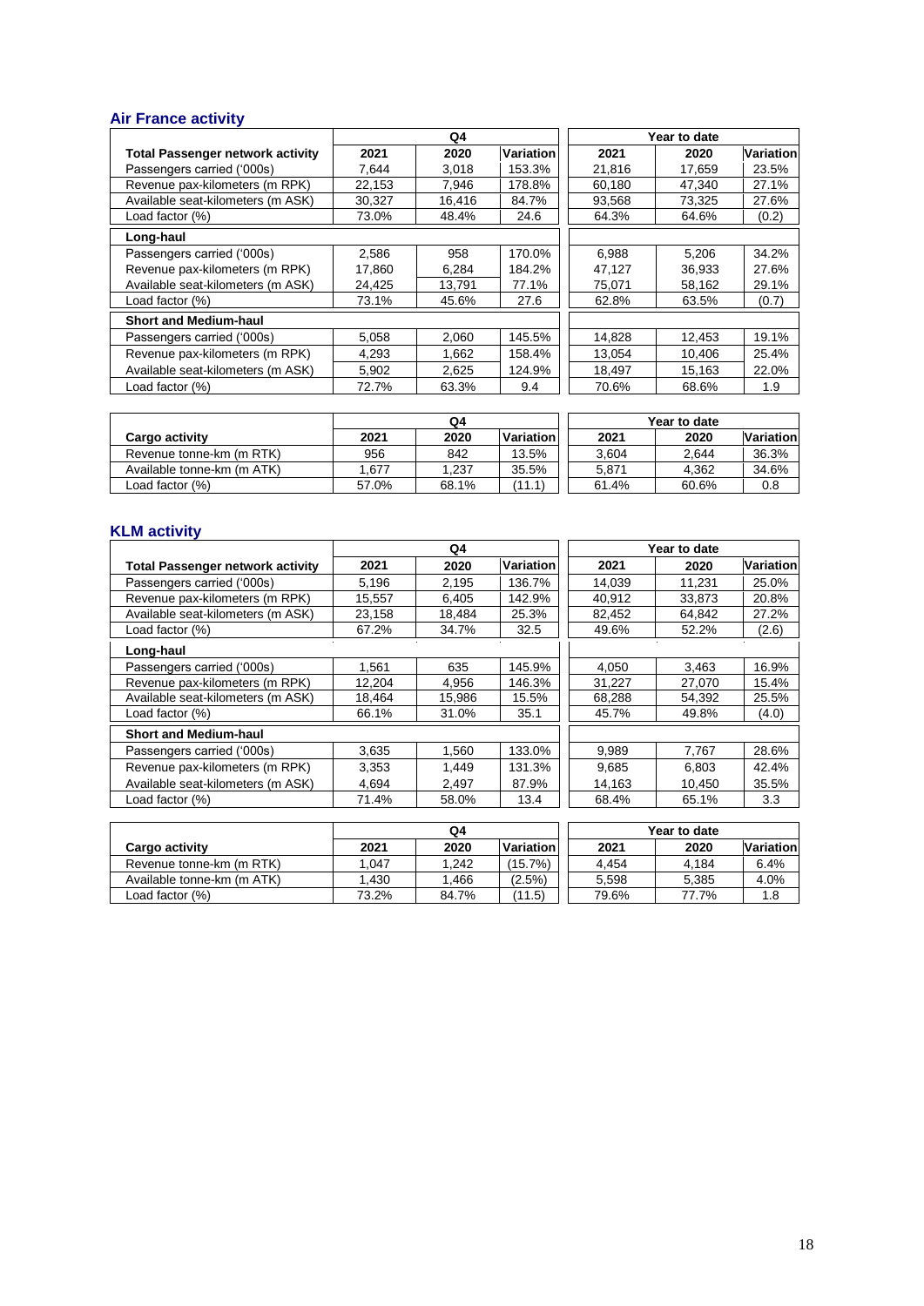## Air France activity

| | Q4 | | | Year to date | | |
|---|---|---|---|---|---|---|
| **Total Passenger network activity** | **2021** | **2020** | **Variation** | **2021** | **2020** | **Variation** |
| Passengers carried ('000s) | 7,644 | 3,018 | 153.3% | 21,816 | 17,659 | 23.5% |
| Revenue pax-kilometers (m RPK) | 22,153 | 7,946 | 178.8% | 60,180 | 47,340 | 27.1% |
| Available seat-kilometers (m ASK) | 30,327 | 16,416 | 84.7% | 93,568 | 73,325 | 27.6% |
| Load factor (%) | 73.0% | 48.4% | 24.6 | 64.3% | 64.6% | (0.2) |
| **Long-haul** | | | | | | |
| Passengers carried ('000s) | 2,586 | 958 | 170.0% | 6,988 | 5,206 | 34.2% |
| Revenue pax-kilometers (m RPK) | 17,860 | 6,284 | 184.2% | 47,127 | 36,933 | 27.6% |
| Available seat-kilometers (m ASK) | 24,425 | 13,791 | 77.1% | 75,071 | 58,162 | 29.1% |
| Load factor (%) | 73.1% | 45.6% | 27.6 | 62.8% | 63.5% | (0.7) |
| **Short and Medium-haul** | | | | | | |
| Passengers carried ('000s) | 5,058 | 2,060 | 145.5% | 14,828 | 12,453 | 19.1% |
| Revenue pax-kilometers (m RPK) | 4,293 | 1,662 | 158.4% | 13,054 | 10,406 | 25.4% |
| Available seat-kilometers (m ASK) | 5,902 | 2,625 | 124.9% | 18,497 | 15,163 | 22.0% |
| Load factor (%) | 72.7% | 63.3% | 9.4 | 70.6% | 68.6% | 1.9 |

| | Q4 | | | Year to date | | |
|---|---|---|---|---|---|---|
| **Cargo activity** | **2021** | **2020** | **Variation** | **2021** | **2020** | **Variation** |
| Revenue tonne-km (m RTK) | 956 | 842 | 13.5% | 3,604 | 2,644 | 36.3% |
| Available tonne-km (m ATK) | 1,677 | 1,237 | 35.5% | 5,871 | 4,362 | 34.6% |
| Load factor (%) | 57.0% | 68.1% | (11.1) | 61.4% | 60.6% | 0.8 |

## KLM activity

| | Q4 | | | Year to date | | |
|---|---|---|---|---|---|---|
| **Total Passenger network activity** | **2021** | **2020** | **Variation** | **2021** | **2020** | **Variation** |
| Passengers carried ('000s) | 5,196 | 2,195 | 136.7% | 14,039 | 11,231 | 25.0% |
| Revenue pax-kilometers (m RPK) | 15,557 | 6,405 | 142.9% | 40,912 | 33,873 | 20.8% |
| Available seat-kilometers (m ASK) | 23,158 | 18,484 | 25.3% | 82,452 | 64,842 | 27.2% |
| Load factor (%) | 67.2% | 34.7% | 32.5 | 49.6% | 52.2% | (2.6) |
| **Long-haul** | | | | | | |
| Passengers carried ('000s) | 1,561 | 635 | 145.9% | 4,050 | 3,463 | 16.9% |
| Revenue pax-kilometers (m RPK) | 12,204 | 4,956 | 146.3% | 31,227 | 27,070 | 15.4% |
| Available seat-kilometers (m ASK) | 18,464 | 15,986 | 15.5% | 68,288 | 54,392 | 25.5% |
| Load factor (%) | 66.1% | 31.0% | 35.1 | 45.7% | 49.8% | (4.0) |
| **Short and Medium-haul** | | | | | | |
| Passengers carried ('000s) | 3,635 | 1,560 | 133.0% | 9,989 | 7,767 | 28.6% |
| Revenue pax-kilometers (m RPK) | 3,353 | 1,449 | 131.3% | 9,685 | 6,803 | 42.4% |
| Available seat-kilometers (m ASK) | 4,694 | 2,497 | 87.9% | 14,163 | 10,450 | 35.5% |
| Load factor (%) | 71.4% | 58.0% | 13.4 | 68.4% | 65.1% | 3.3 |

| | Q4 | | | Year to date | | |
|---|---|---|---|---|---|---|
| **Cargo activity** | **2021** | **2020** | **Variation** | **2021** | **2020** | **Variation** |
| Revenue tonne-km (m RTK) | 1,047 | 1,242 | (15.7%) | 4,454 | 4,184 | 6.4% |
| Available tonne-km (m ATK) | 1,430 | 1,466 | (2.5%) | 5,598 | 5,385 | 4.0% |
| Load factor (%) | 73.2% | 84.7% | (11.5) | 79.6% | 77.7% | 1.8 |